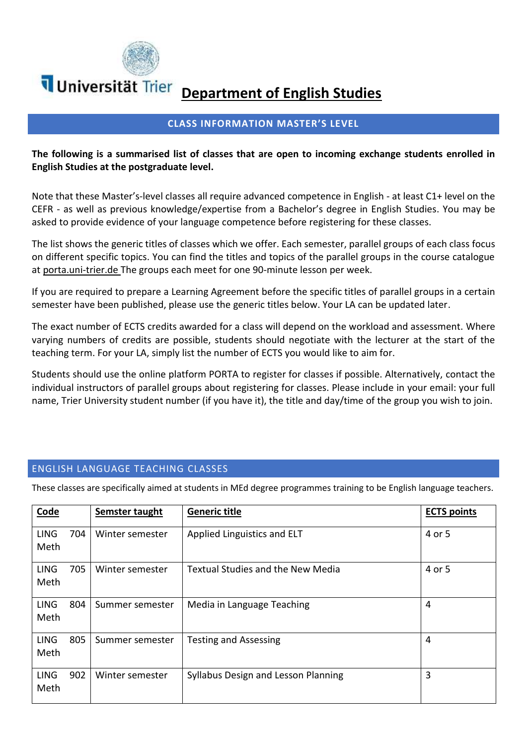# Universität Trier Department of English Studies

## CLASS INFORMATION MASTER'S LEVEL

**The following is a summarised list of classes that are open to incoming exchange students enrolled in English Studies at the postgraduate level.**

Note that these Master's-level classes all require advanced competence in English - at least C1+ level on the CEFR - as well as previous knowledge/expertise from a Bachelor's degree in English Studies. You may be asked to provide evidence of your language competence before registering for these classes.

The list shows the generic titles of classes which we offer. Each semester, parallel groups of each class focus on different specific topics. You can find the titles and topics of the parallel groups in the course catalogue at porta.uni-trier.de The groups each meet for one 90-minute lesson per week.

If you are required to prepare a Learning Agreement before the specific titles of parallel groups in a certain semester have been published, please use the generic titles below. Your LA can be updated later.

The exact number of ECTS credits awarded for a class will depend on the workload and assessment. Where varying numbers of credits are possible, students should negotiate with the lecturer at the start of the teaching term. For your LA, simply list the number of ECTS you would like to aim for.

Students should use the online platform PORTA to register for classes if possible. Alternatively, contact the individual instructors of parallel groups about registering for classes. Please include in your email: your full name, Trier University student number (if you have it), the title and day/time of the group you wish to join.

## ENGLISH LANGUAGE TEACHING CLASSES

These classes are specifically aimed at students in MEd degree programmes training to be English language teachers.

| Code | Semster taught | Generic title | ECTS points |
|---|---|---|---|
| LING Meth 704 | Winter semester | Applied Linguistics and ELT | 4 or 5 |
| LING Meth 705 | Winter semester | Textual Studies and the New Media | 4 or 5 |
| LING Meth 804 | Summer semester | Media in Language Teaching | 4 |
| LING Meth 805 | Summer semester | Testing and Assessing | 4 |
| LING Meth 902 | Winter semester | Syllabus Design and Lesson Planning | 3 |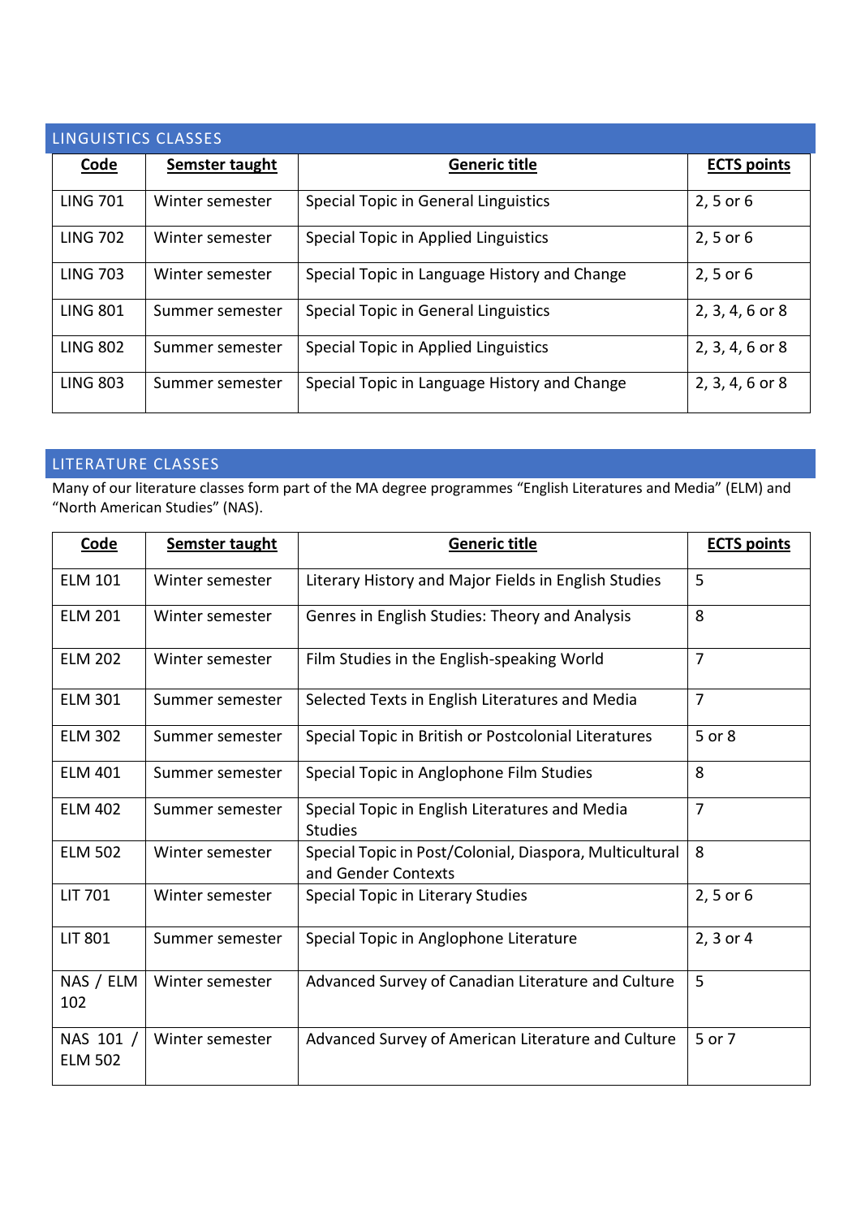## LINGUISTICS CLASSES

| Code | Semster taught | Generic title | ECTS points |
|---|---|---|---|
| LING 701 | Winter semester | Special Topic in General Linguistics | 2, 5 or 6 |
| LING 702 | Winter semester | Special Topic in Applied Linguistics | 2, 5 or 6 |
| LING 703 | Winter semester | Special Topic in Language History and Change | 2, 5 or 6 |
| LING 801 | Summer semester | Special Topic in General Linguistics | 2, 3, 4, 6 or 8 |
| LING 802 | Summer semester | Special Topic in Applied Linguistics | 2, 3, 4, 6 or 8 |
| LING 803 | Summer semester | Special Topic in Language History and Change | 2, 3, 4, 6 or 8 |

## LITERATURE CLASSES

Many of our literature classes form part of the MA degree programmes “English Literatures and Media” (ELM) and “North American Studies” (NAS).

| Code | Semster taught | Generic title | ECTS points |
|---|---|---|---|
| ELM 101 | Winter semester | Literary History and Major Fields in English Studies | 5 |
| ELM 201 | Winter semester | Genres in English Studies: Theory and Analysis | 8 |
| ELM 202 | Winter semester | Film Studies in the English-speaking World | 7 |
| ELM 301 | Summer semester | Selected Texts in English Literatures and Media | 7 |
| ELM 302 | Summer semester | Special Topic in British or Postcolonial Literatures | 5 or 8 |
| ELM 401 | Summer semester | Special Topic in Anglophone Film Studies | 8 |
| ELM 402 | Summer semester | Special Topic in English Literatures and Media Studies | 7 |
| ELM 502 | Winter semester | Special Topic in Post/Colonial, Diaspora, Multicultural and Gender Contexts | 8 |
| LIT 701 | Winter semester | Special Topic in Literary Studies | 2, 5 or 6 |
| LIT 801 | Summer semester | Special Topic in Anglophone Literature | 2, 3 or 4 |
| NAS / ELM 102 | Winter semester | Advanced Survey of Canadian Literature and Culture | 5 |
| NAS 101 / ELM 502 | Winter semester | Advanced Survey of American Literature and Culture | 5 or 7 |